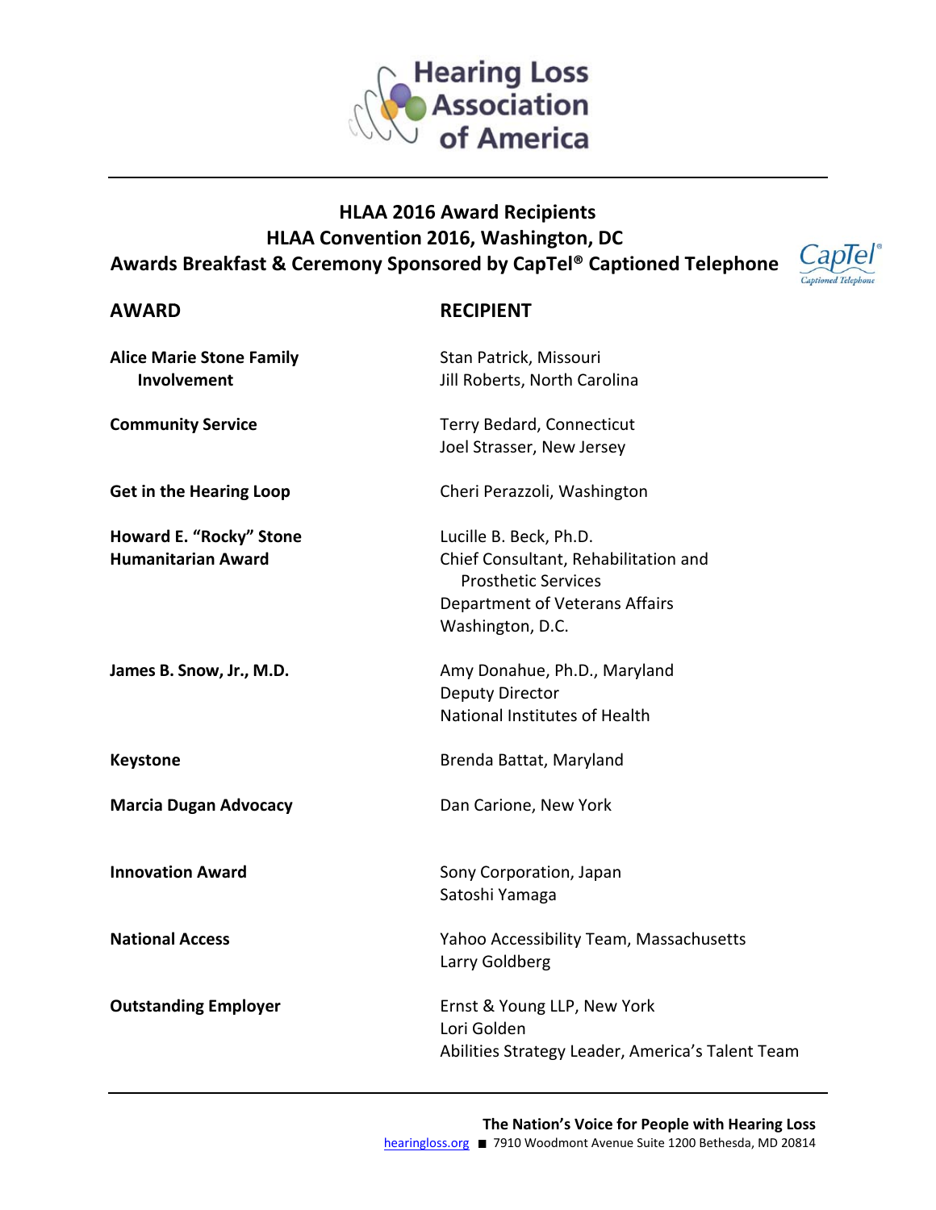# Hearing Loss Association of America

## HLAA 2016 Award Recipients
## HLAA Convention 2016, Washington, DC
## Awards Breakfast & Ceremony Sponsored by CapTel® Captioned Telephone

| AWARD | RECIPIENT |
|---|---|
| **Alice Marie Stone Family Involvement** | Stan Patrick, Missouri<br>Jill Roberts, North Carolina |
| **Community Service** | Terry Bedard, Connecticut<br>Joel Strasser, New Jersey |
| **Get in the Hearing Loop** | Cheri Perazzoli, Washington |
| **Howard E. "Rocky" Stone Humanitarian Award** | Lucille B. Beck, Ph.D.<br>Chief Consultant, Rehabilitation and Prosthetic Services<br>Department of Veterans Affairs<br>Washington, D.C. |
| **James B. Snow, Jr., M.D.** | Amy Donahue, Ph.D., Maryland<br>Deputy Director<br>National Institutes of Health |
| **Keystone** | Brenda Battat, Maryland |
| **Marcia Dugan Advocacy** | Dan Carione, New York |
| **Innovation Award** | Sony Corporation, Japan<br>Satoshi Yamaga |
| **National Access** | Yahoo Accessibility Team, Massachusetts<br>Larry Goldberg |
| **Outstanding Employer** | Ernst & Young LLP, New York<br>Lori Golden<br>Abilities Strategy Leader, America's Talent Team |

**The Nation's Voice for People with Hearing Loss**
hearingloss.org ■ 7910 Woodmont Avenue Suite 1200 Bethesda, MD 20814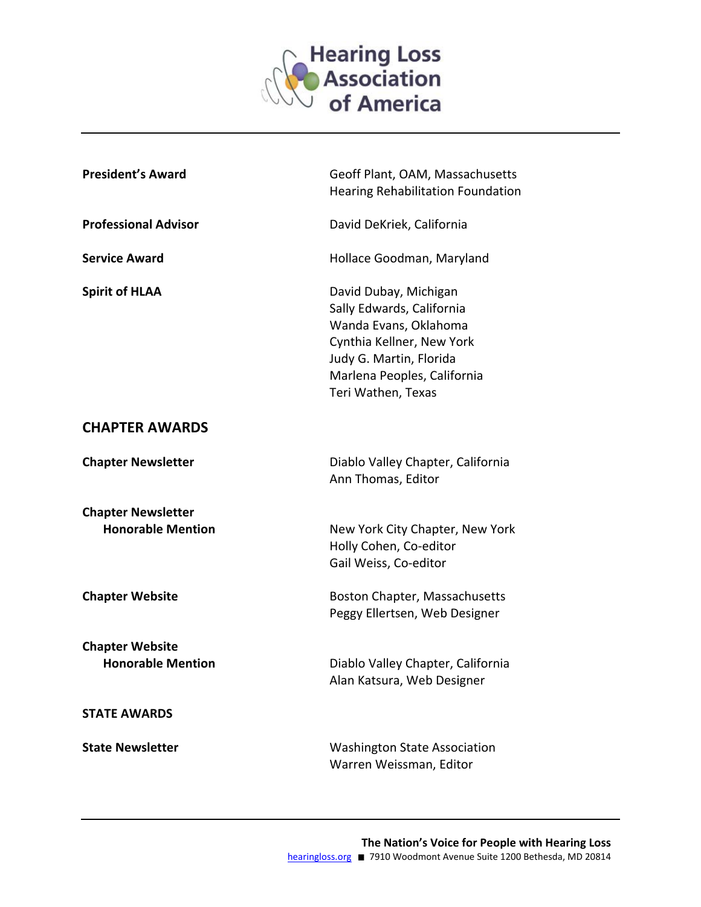Hearing Loss Association of America

| | |
|---|---|
| **President's Award** | Geoff Plant, OAM, Massachusetts<br>Hearing Rehabilitation Foundation |
| **Professional Advisor** | David DeKriek, California |
| **Service Award** | Hollace Goodman, Maryland |
| **Spirit of HLAA** | David Dubay, Michigan<br>Sally Edwards, California<br>Wanda Evans, Oklahoma<br>Cynthia Kellner, New York<br>Judy G. Martin, Florida<br>Marlena Peoples, California<br>Teri Wathen, Texas |

## CHAPTER AWARDS

| | |
|---|---|
| **Chapter Newsletter** | Diablo Valley Chapter, California<br>Ann Thomas, Editor |
| **Chapter Newsletter Honorable Mention** | New York City Chapter, New York<br>Holly Cohen, Co-editor<br>Gail Weiss, Co-editor |
| **Chapter Website** | Boston Chapter, Massachusetts<br>Peggy Ellertsen, Web Designer |
| **Chapter Website Honorable Mention** | Diablo Valley Chapter, California<br>Alan Katsura, Web Designer |

## STATE AWARDS

| | |
|---|---|
| **State Newsletter** | Washington State Association<br>Warren Weissman, Editor |

**The Nation's Voice for People with Hearing Loss**
hearingloss.org ■ 7910 Woodmont Avenue Suite 1200 Bethesda, MD 20814